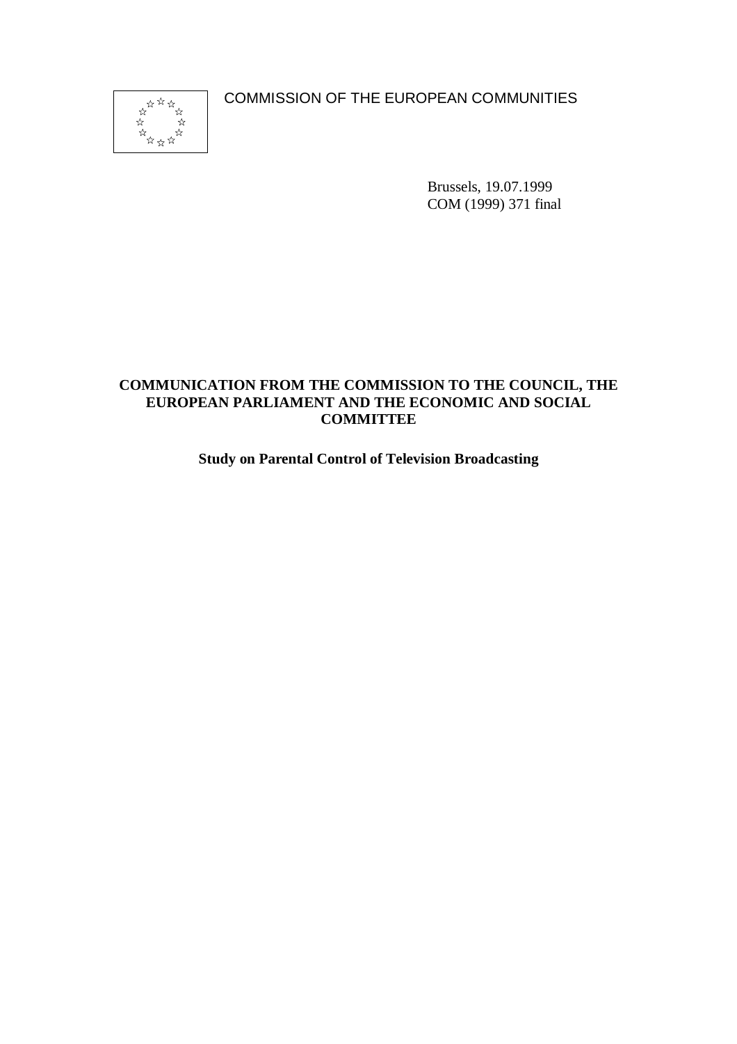COMMISSION OF THE EUROPEAN COMMUNITIES

Brussels, 19.07.1999
COM (1999) 371 final

**COMMUNICATION FROM THE COMMISSION TO THE COUNCIL, THE EUROPEAN PARLIAMENT AND THE ECONOMIC AND SOCIAL COMMITTEE**

**Study on Parental Control of Television Broadcasting**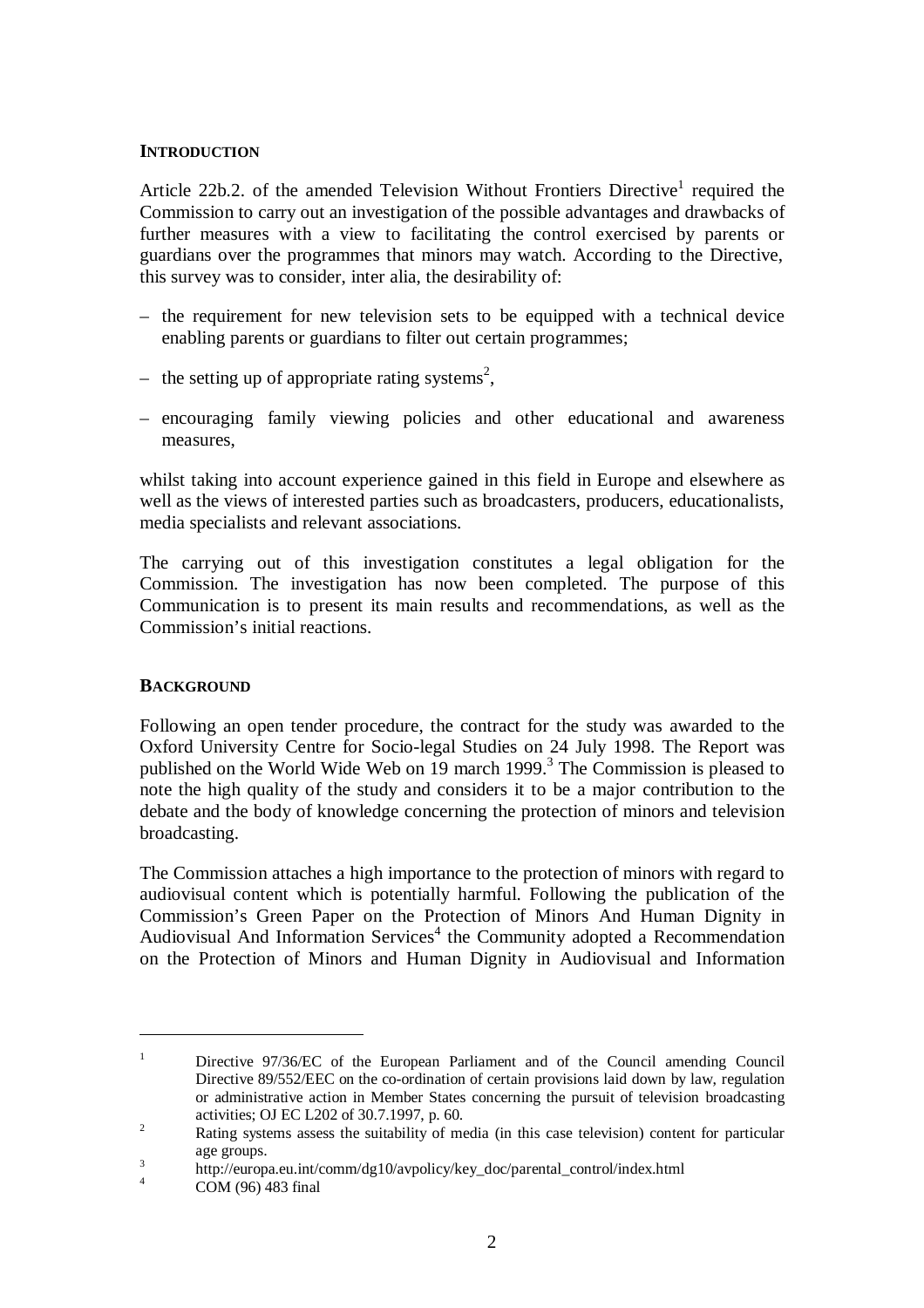## INTRODUCTION

Article 22b.2. of the amended Television Without Frontiers Directive[1] required the Commission to carry out an investigation of the possible advantages and drawbacks of further measures with a view to facilitating the control exercised by parents or guardians over the programmes that minors may watch. According to the Directive, this survey was to consider, inter alia, the desirability of:

– the requirement for new television sets to be equipped with a technical device enabling parents or guardians to filter out certain programmes;

– the setting up of appropriate rating systems[2],

– encouraging family viewing policies and other educational and awareness measures,

whilst taking into account experience gained in this field in Europe and elsewhere as well as the views of interested parties such as broadcasters, producers, educationalists, media specialists and relevant associations.

The carrying out of this investigation constitutes a legal obligation for the Commission. The investigation has now been completed. The purpose of this Communication is to present its main results and recommendations, as well as the Commission's initial reactions.

## BACKGROUND

Following an open tender procedure, the contract for the study was awarded to the Oxford University Centre for Socio-legal Studies on 24 July 1998. The Report was published on the World Wide Web on 19 march 1999.[3] The Commission is pleased to note the high quality of the study and considers it to be a major contribution to the debate and the body of knowledge concerning the protection of minors and television broadcasting.

The Commission attaches a high importance to the protection of minors with regard to audiovisual content which is potentially harmful. Following the publication of the Commission's Green Paper on the Protection of Minors And Human Dignity in Audiovisual And Information Services[4] the Community adopted a Recommendation on the Protection of Minors and Human Dignity in Audiovisual and Information

---

[1] Directive 97/36/EC of the European Parliament and of the Council amending Council Directive 89/552/EEC on the co-ordination of certain provisions laid down by law, regulation or administrative action in Member States concerning the pursuit of television broadcasting activities; OJ EC L202 of 30.7.1997, p. 60.

[2] Rating systems assess the suitability of media (in this case television) content for particular age groups.

[3] http://europa.eu.int/comm/dg10/avpolicy/key_doc/parental_control/index.html

[4] COM (96) 483 final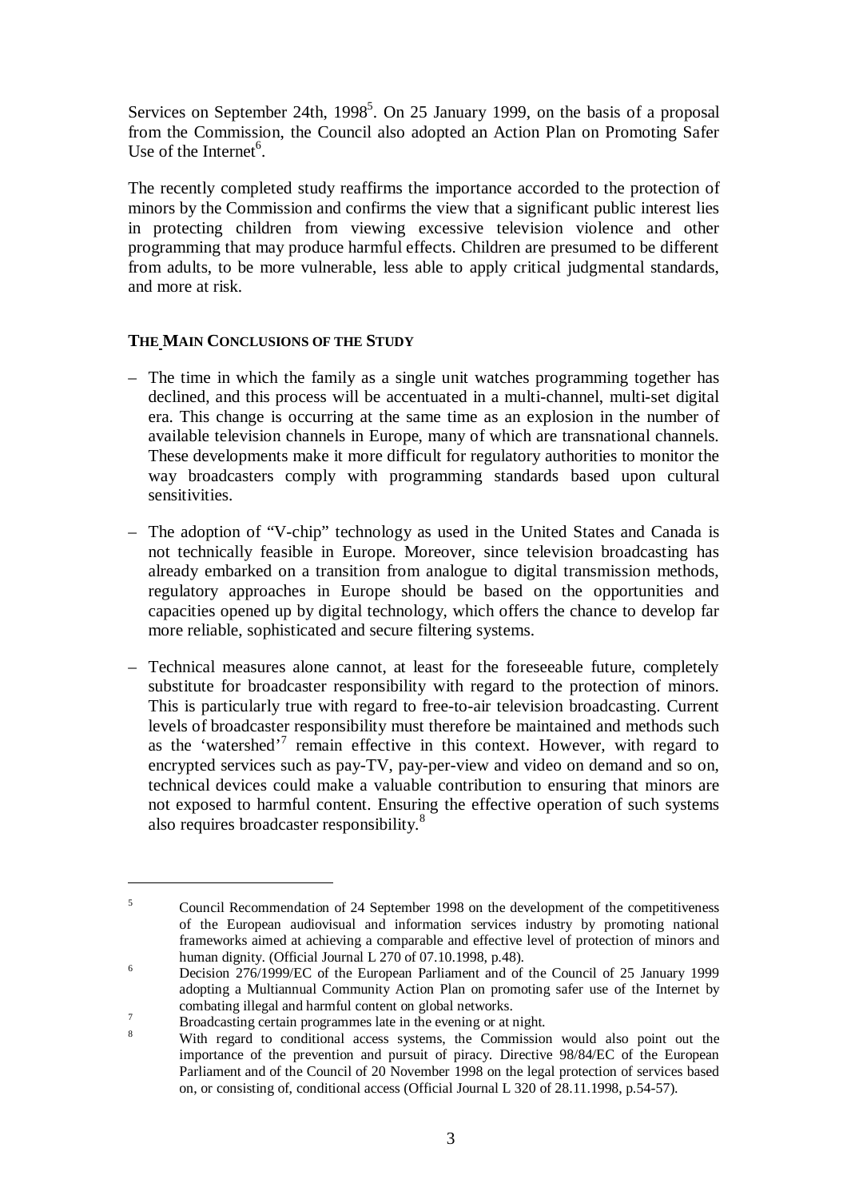Services on September 24th, 1998[5]. On 25 January 1999, on the basis of a proposal from the Commission, the Council also adopted an Action Plan on Promoting Safer Use of the Internet[6].

The recently completed study reaffirms the importance accorded to the protection of minors by the Commission and confirms the view that a significant public interest lies in protecting children from viewing excessive television violence and other programming that may produce harmful effects. Children are presumed to be different from adults, to be more vulnerable, less able to apply critical judgmental standards, and more at risk.

## THE MAIN CONCLUSIONS OF THE STUDY

– The time in which the family as a single unit watches programming together has declined, and this process will be accentuated in a multi-channel, multi-set digital era. This change is occurring at the same time as an explosion in the number of available television channels in Europe, many of which are transnational channels. These developments make it more difficult for regulatory authorities to monitor the way broadcasters comply with programming standards based upon cultural sensitivities.

– The adoption of "V-chip" technology as used in the United States and Canada is not technically feasible in Europe. Moreover, since television broadcasting has already embarked on a transition from analogue to digital transmission methods, regulatory approaches in Europe should be based on the opportunities and capacities opened up by digital technology, which offers the chance to develop far more reliable, sophisticated and secure filtering systems.

– Technical measures alone cannot, at least for the foreseeable future, completely substitute for broadcaster responsibility with regard to the protection of minors. This is particularly true with regard to free-to-air television broadcasting. Current levels of broadcaster responsibility must therefore be maintained and methods such as the 'watershed'[7] remain effective in this context. However, with regard to encrypted services such as pay-TV, pay-per-view and video on demand and so on, technical devices could make a valuable contribution to ensuring that minors are not exposed to harmful content. Ensuring the effective operation of such systems also requires broadcaster responsibility.[8]

---

[5] Council Recommendation of 24 September 1998 on the development of the competitiveness of the European audiovisual and information services industry by promoting national frameworks aimed at achieving a comparable and effective level of protection of minors and human dignity. (Official Journal L 270 of 07.10.1998, p.48).

[6] Decision 276/1999/EC of the European Parliament and of the Council of 25 January 1999 adopting a Multiannual Community Action Plan on promoting safer use of the Internet by combating illegal and harmful content on global networks.

[7] Broadcasting certain programmes late in the evening or at night.

[8] With regard to conditional access systems, the Commission would also point out the importance of the prevention and pursuit of piracy. Directive 98/84/EC of the European Parliament and of the Council of 20 November 1998 on the legal protection of services based on, or consisting of, conditional access (Official Journal L 320 of 28.11.1998, p.54-57).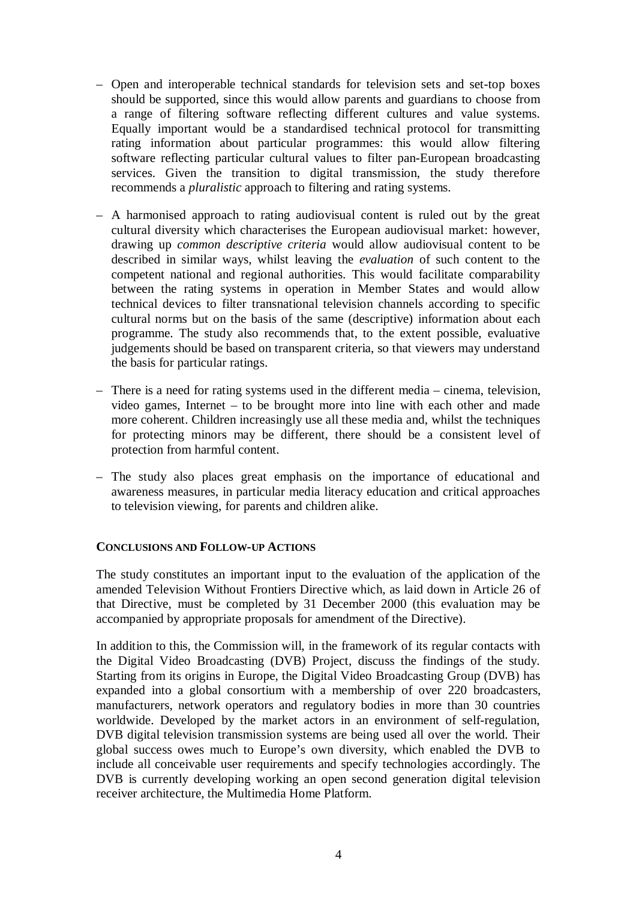- Open and interoperable technical standards for television sets and set-top boxes should be supported, since this would allow parents and guardians to choose from a range of filtering software reflecting different cultures and value systems. Equally important would be a standardised technical protocol for transmitting rating information about particular programmes: this would allow filtering software reflecting particular cultural values to filter pan-European broadcasting services. Given the transition to digital transmission, the study therefore recommends a *pluralistic* approach to filtering and rating systems.

- A harmonised approach to rating audiovisual content is ruled out by the great cultural diversity which characterises the European audiovisual market: however, drawing up *common descriptive criteria* would allow audiovisual content to be described in similar ways, whilst leaving the *evaluation* of such content to the competent national and regional authorities. This would facilitate comparability between the rating systems in operation in Member States and would allow technical devices to filter transnational television channels according to specific cultural norms but on the basis of the same (descriptive) information about each programme. The study also recommends that, to the extent possible, evaluative judgements should be based on transparent criteria, so that viewers may understand the basis for particular ratings.

- There is a need for rating systems used in the different media – cinema, television, video games, Internet – to be brought more into line with each other and made more coherent. Children increasingly use all these media and, whilst the techniques for protecting minors may be different, there should be a consistent level of protection from harmful content.

- The study also places great emphasis on the importance of educational and awareness measures, in particular media literacy education and critical approaches to television viewing, for parents and children alike.

**CONCLUSIONS AND FOLLOW-UP ACTIONS**

The study constitutes an important input to the evaluation of the application of the amended Television Without Frontiers Directive which, as laid down in Article 26 of that Directive, must be completed by 31 December 2000 (this evaluation may be accompanied by appropriate proposals for amendment of the Directive).

In addition to this, the Commission will, in the framework of its regular contacts with the Digital Video Broadcasting (DVB) Project, discuss the findings of the study. Starting from its origins in Europe, the Digital Video Broadcasting Group (DVB) has expanded into a global consortium with a membership of over 220 broadcasters, manufacturers, network operators and regulatory bodies in more than 30 countries worldwide. Developed by the market actors in an environment of self-regulation, DVB digital television transmission systems are being used all over the world. Their global success owes much to Europe's own diversity, which enabled the DVB to include all conceivable user requirements and specify technologies accordingly. The DVB is currently developing working an open second generation digital television receiver architecture, the Multimedia Home Platform.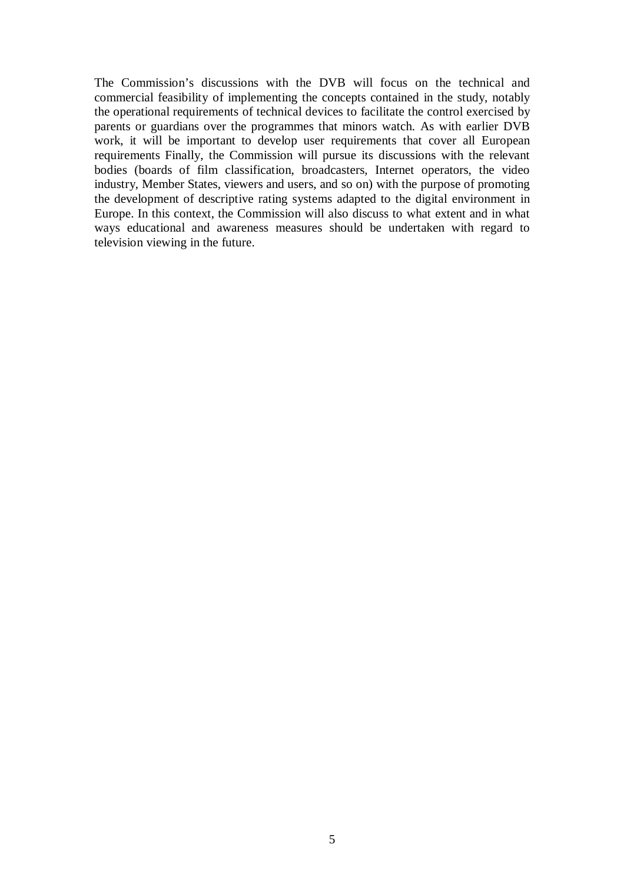The Commission's discussions with the DVB will focus on the technical and commercial feasibility of implementing the concepts contained in the study, notably the operational requirements of technical devices to facilitate the control exercised by parents or guardians over the programmes that minors watch. As with earlier DVB work, it will be important to develop user requirements that cover all European requirements Finally, the Commission will pursue its discussions with the relevant bodies (boards of film classification, broadcasters, Internet operators, the video industry, Member States, viewers and users, and so on) with the purpose of promoting the development of descriptive rating systems adapted to the digital environment in Europe. In this context, the Commission will also discuss to what extent and in what ways educational and awareness measures should be undertaken with regard to television viewing in the future.